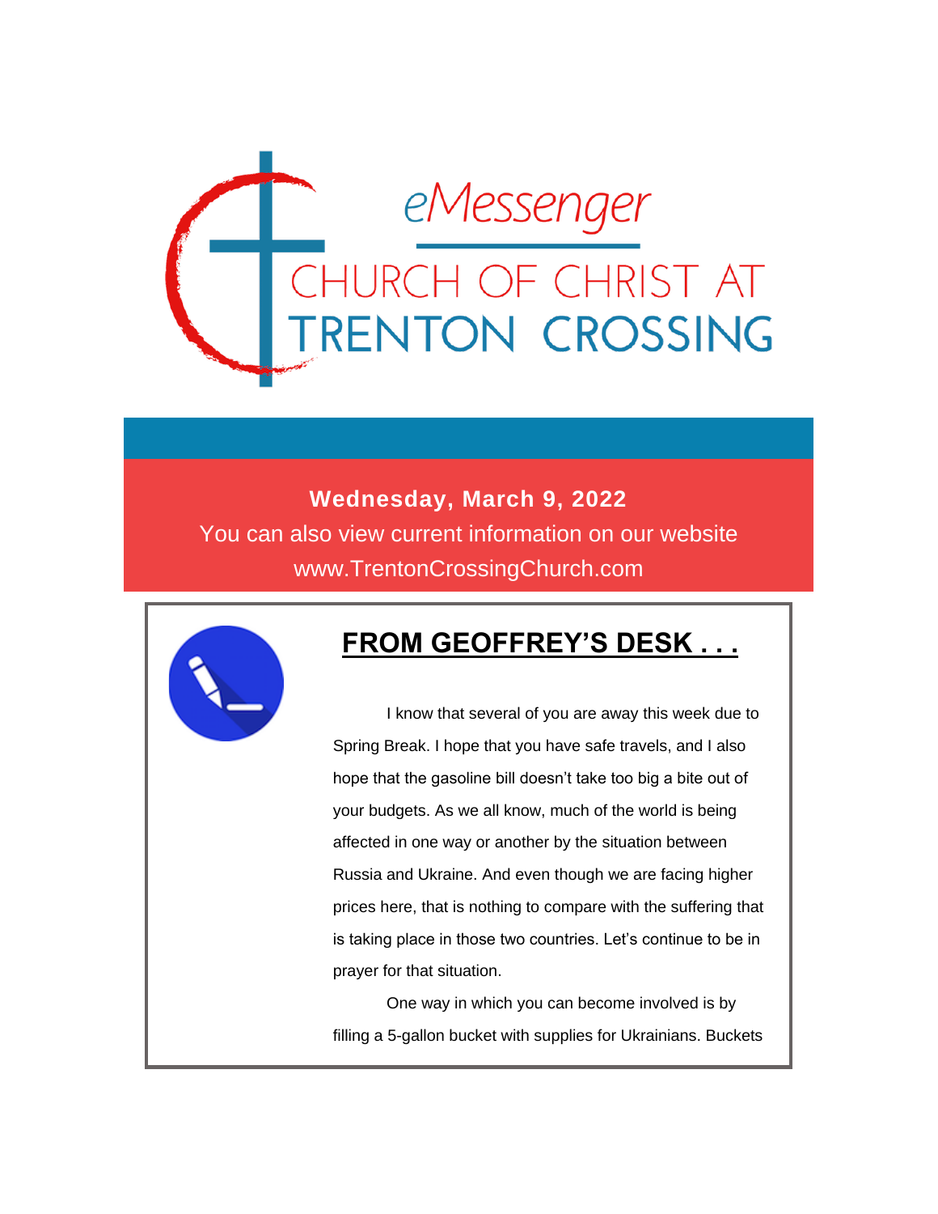# eMessenger

## CHURCH OF CHRIST AT TRENTON CROSSING

**Wednesday, March 9, 2022**

You can also view current information on our website

www.TrentonCrossingChurch.com

## FROM GEOFFREY'S DESK . . .

I know that several of you are away this week due to Spring Break. I hope that you have safe travels, and I also hope that the gasoline bill doesn't take too big a bite out of your budgets. As we all know, much of the world is being affected in one way or another by the situation between Russia and Ukraine. And even though we are facing higher prices here, that is nothing to compare with the suffering that is taking place in those two countries. Let's continue to be in prayer for that situation.

One way in which you can become involved is by filling a 5-gallon bucket with supplies for Ukrainians. Buckets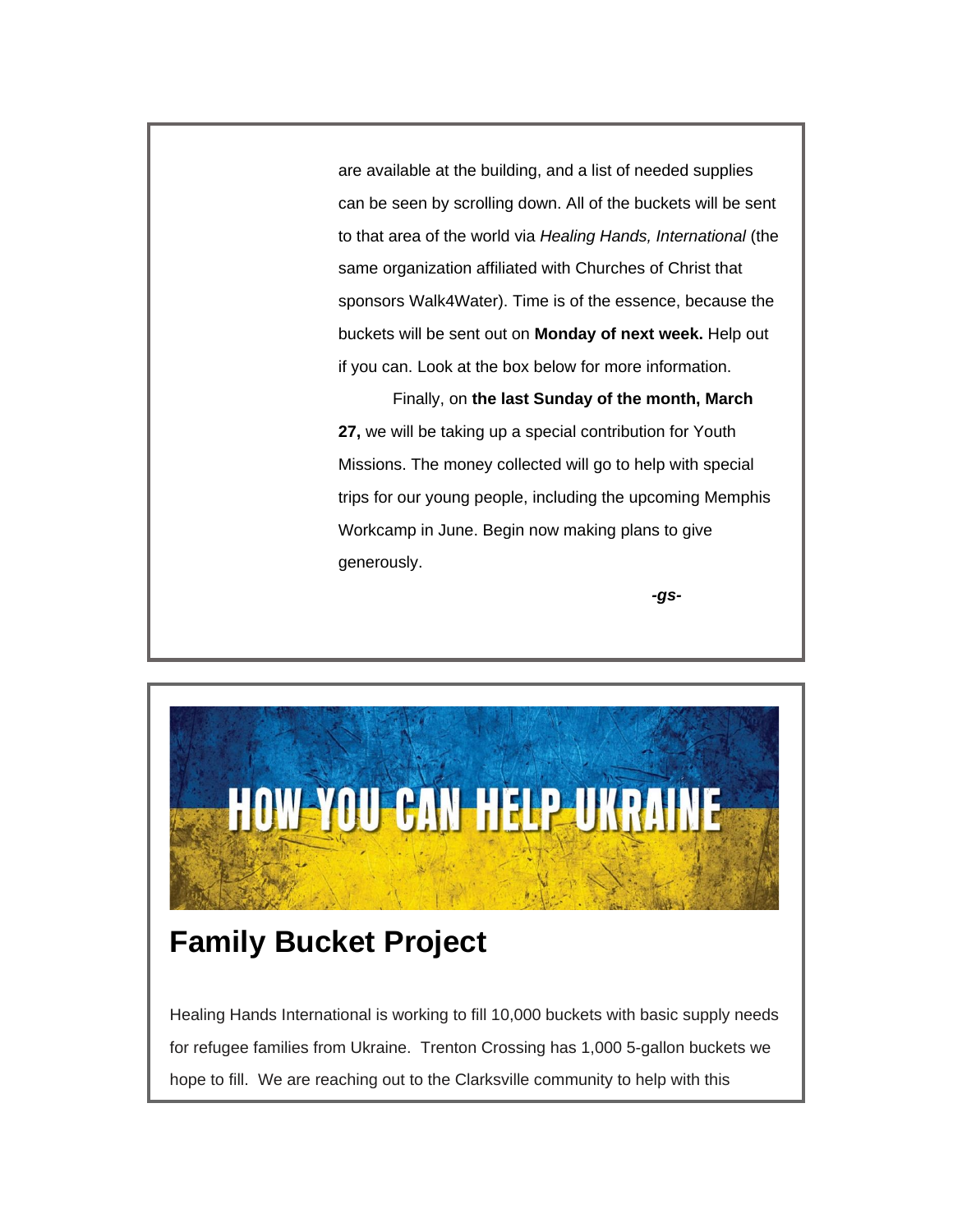are available at the building, and a list of needed supplies can be seen by scrolling down. All of the buckets will be sent to that area of the world via *Healing Hands, International* (the same organization affiliated with Churches of Christ that sponsors Walk4Water). Time is of the essence, because the buckets will be sent out on **Monday of next week.** Help out if you can. Look at the box below for more information.

Finally, on **the last Sunday of the month, March 27,** we will be taking up a special contribution for Youth Missions. The money collected will go to help with special trips for our young people, including the upcoming Memphis Workcamp in June. Begin now making plans to give generously.

***-gs-***

HOW YOU CAN HELP UKRAINE

## Family Bucket Project

Healing Hands International is working to fill 10,000 buckets with basic supply needs for refugee families from Ukraine. Trenton Crossing has 1,000 5-gallon buckets we hope to fill. We are reaching out to the Clarksville community to help with this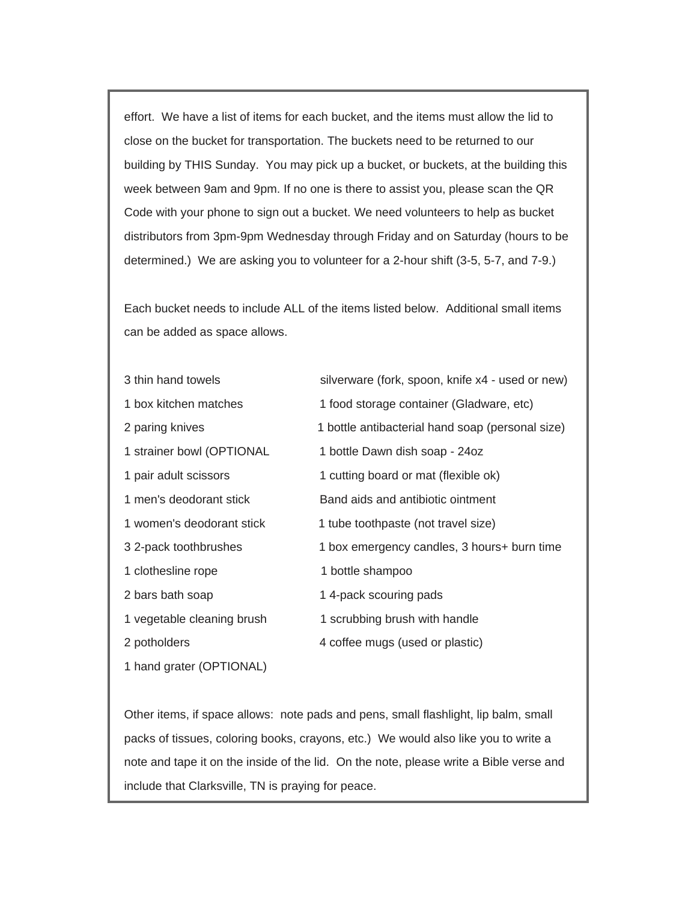effort. We have a list of items for each bucket, and the items must allow the lid to close on the bucket for transportation. The buckets need to be returned to our building by THIS Sunday. You may pick up a bucket, or buckets, at the building this week between 9am and 9pm. If no one is there to assist you, please scan the QR Code with your phone to sign out a bucket. We need volunteers to help as bucket distributors from 3pm-9pm Wednesday through Friday and on Saturday (hours to be determined.) We are asking you to volunteer for a 2-hour shift (3-5, 5-7, and 7-9.)

Each bucket needs to include ALL of the items listed below. Additional small items can be added as space allows.

| | |
|---|---|
| 3 thin hand towels | silverware (fork, spoon, knife x4 - used or new) |
| 1 box kitchen matches | 1 food storage container (Gladware, etc) |
| 2 paring knives | 1 bottle antibacterial hand soap (personal size) |
| 1 strainer bowl (OPTIONAL | 1 bottle Dawn dish soap - 24oz |
| 1 pair adult scissors | 1 cutting board or mat (flexible ok) |
| 1 men's deodorant stick | Band aids and antibiotic ointment |
| 1 women's deodorant stick | 1 tube toothpaste (not travel size) |
| 3 2-pack toothbrushes | 1 box emergency candles, 3 hours+ burn time |
| 1 clothesline rope | 1 bottle shampoo |
| 2 bars bath soap | 1 4-pack scouring pads |
| 1 vegetable cleaning brush | 1 scrubbing brush with handle |
| 2 potholders | 4 coffee mugs (used or plastic) |
| 1 hand grater (OPTIONAL) | |

Other items, if space allows: note pads and pens, small flashlight, lip balm, small packs of tissues, coloring books, crayons, etc.) We would also like you to write a note and tape it on the inside of the lid. On the note, please write a Bible verse and include that Clarksville, TN is praying for peace.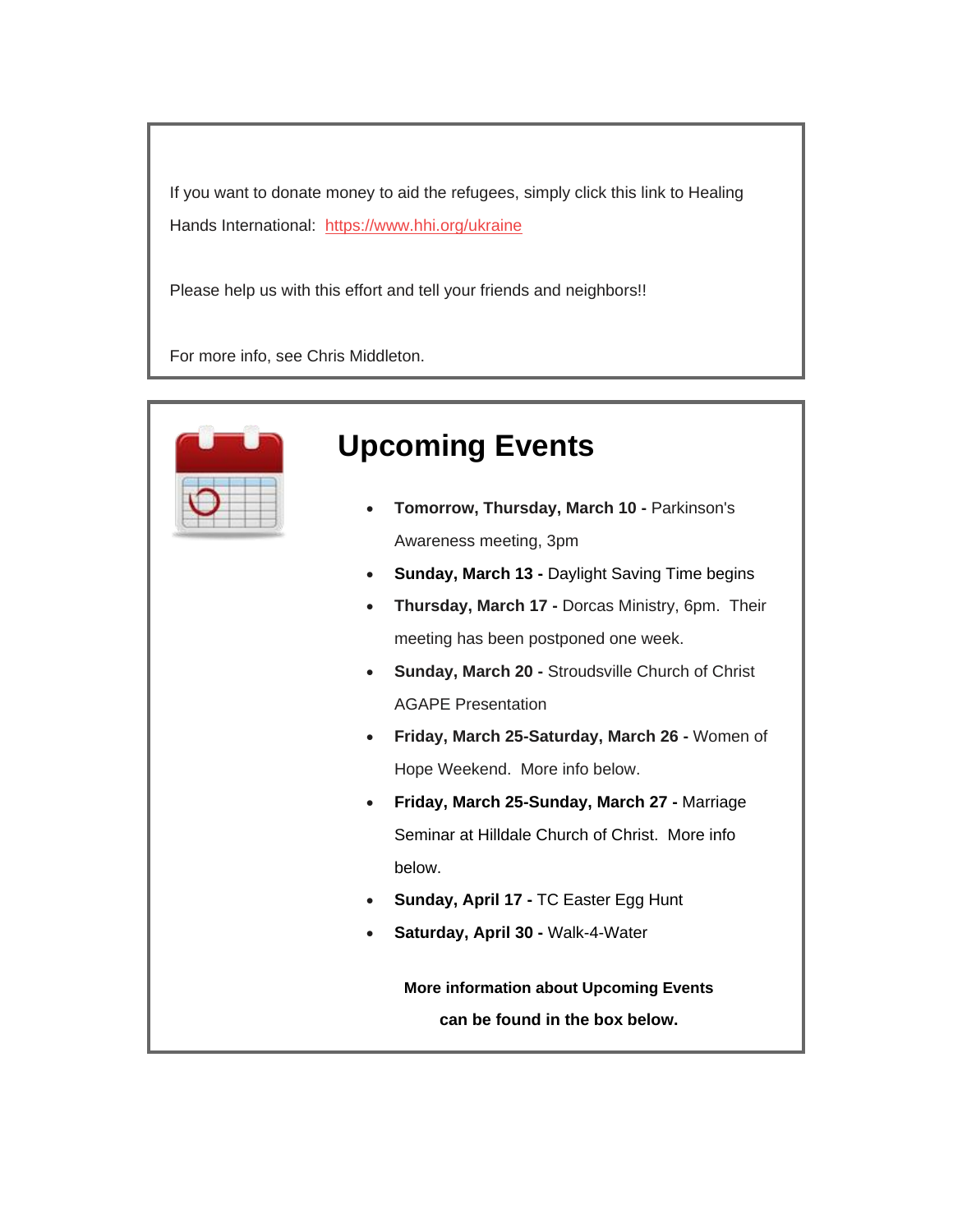If you want to donate money to aid the refugees, simply click this link to Healing Hands International: https://www.hhi.org/ukraine

Please help us with this effort and tell your friends and neighbors!!

For more info, see Chris Middleton.

# Upcoming Events

- **Tomorrow, Thursday, March 10 -** Parkinson's Awareness meeting, 3pm
- **Sunday, March 13 -** Daylight Saving Time begins
- **Thursday, March 17 -** Dorcas Ministry, 6pm. Their meeting has been postponed one week.
- **Sunday, March 20 -** Stroudsville Church of Christ AGAPE Presentation
- **Friday, March 25-Saturday, March 26 -** Women of Hope Weekend. More info below.
- **Friday, March 25-Sunday, March 27 -** Marriage Seminar at Hilldale Church of Christ. More info below.
- **Sunday, April 17 -** TC Easter Egg Hunt
- **Saturday, April 30 -** Walk-4-Water

**More information about Upcoming Events can be found in the box below.**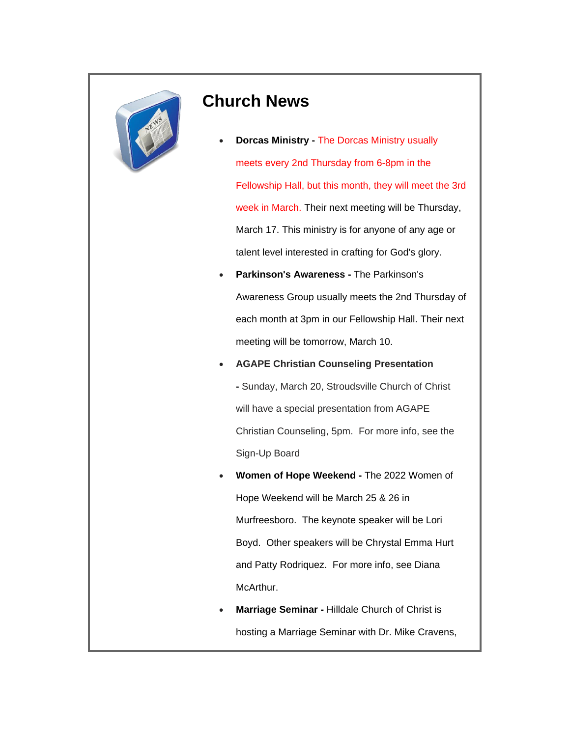## Church News

- **Dorcas Ministry -** The Dorcas Ministry usually meets every 2nd Thursday from 6-8pm in the Fellowship Hall, but this month, they will meet the 3rd week in March. Their next meeting will be Thursday, March 17. This ministry is for anyone of any age or talent level interested in crafting for God's glory.
- **Parkinson's Awareness -** The Parkinson's Awareness Group usually meets the 2nd Thursday of each month at 3pm in our Fellowship Hall. Their next meeting will be tomorrow, March 10.
- **AGAPE Christian Counseling Presentation -** Sunday, March 20, Stroudsville Church of Christ will have a special presentation from AGAPE Christian Counseling, 5pm. For more info, see the Sign-Up Board
- **Women of Hope Weekend -** The 2022 Women of Hope Weekend will be March 25 & 26 in Murfreesboro. The keynote speaker will be Lori Boyd. Other speakers will be Chrystal Emma Hurt and Patty Rodriquez. For more info, see Diana McArthur.
- **Marriage Seminar -** Hilldale Church of Christ is hosting a Marriage Seminar with Dr. Mike Cravens,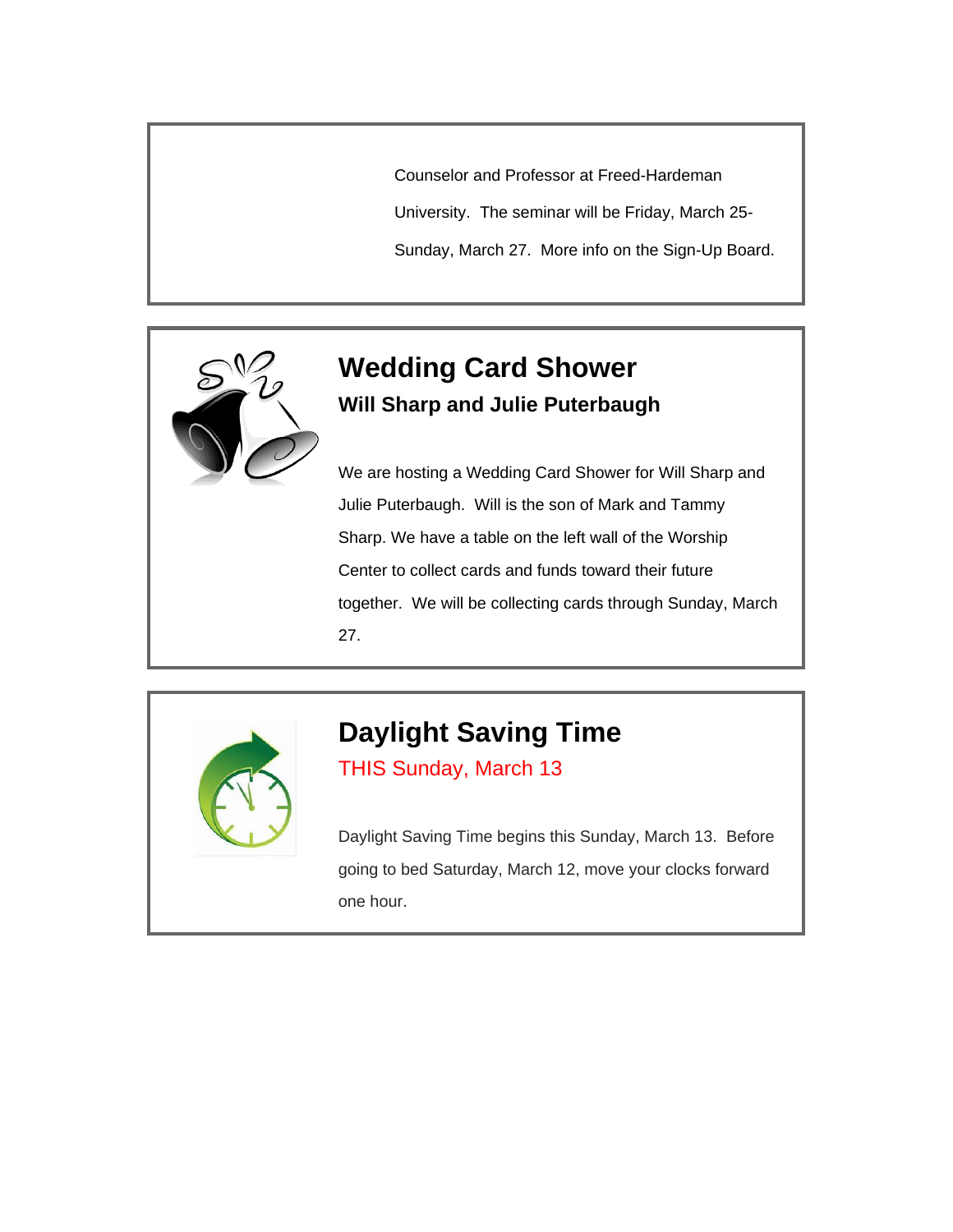Counselor and Professor at Freed-Hardeman University. The seminar will be Friday, March 25-Sunday, March 27. More info on the Sign-Up Board.

## Wedding Card Shower

### Will Sharp and Julie Puterbaugh

We are hosting a Wedding Card Shower for Will Sharp and Julie Puterbaugh. Will is the son of Mark and Tammy Sharp. We have a table on the left wall of the Worship Center to collect cards and funds toward their future together. We will be collecting cards through Sunday, March 27.

## Daylight Saving Time

THIS Sunday, March 13

Daylight Saving Time begins this Sunday, March 13. Before going to bed Saturday, March 12, move your clocks forward one hour.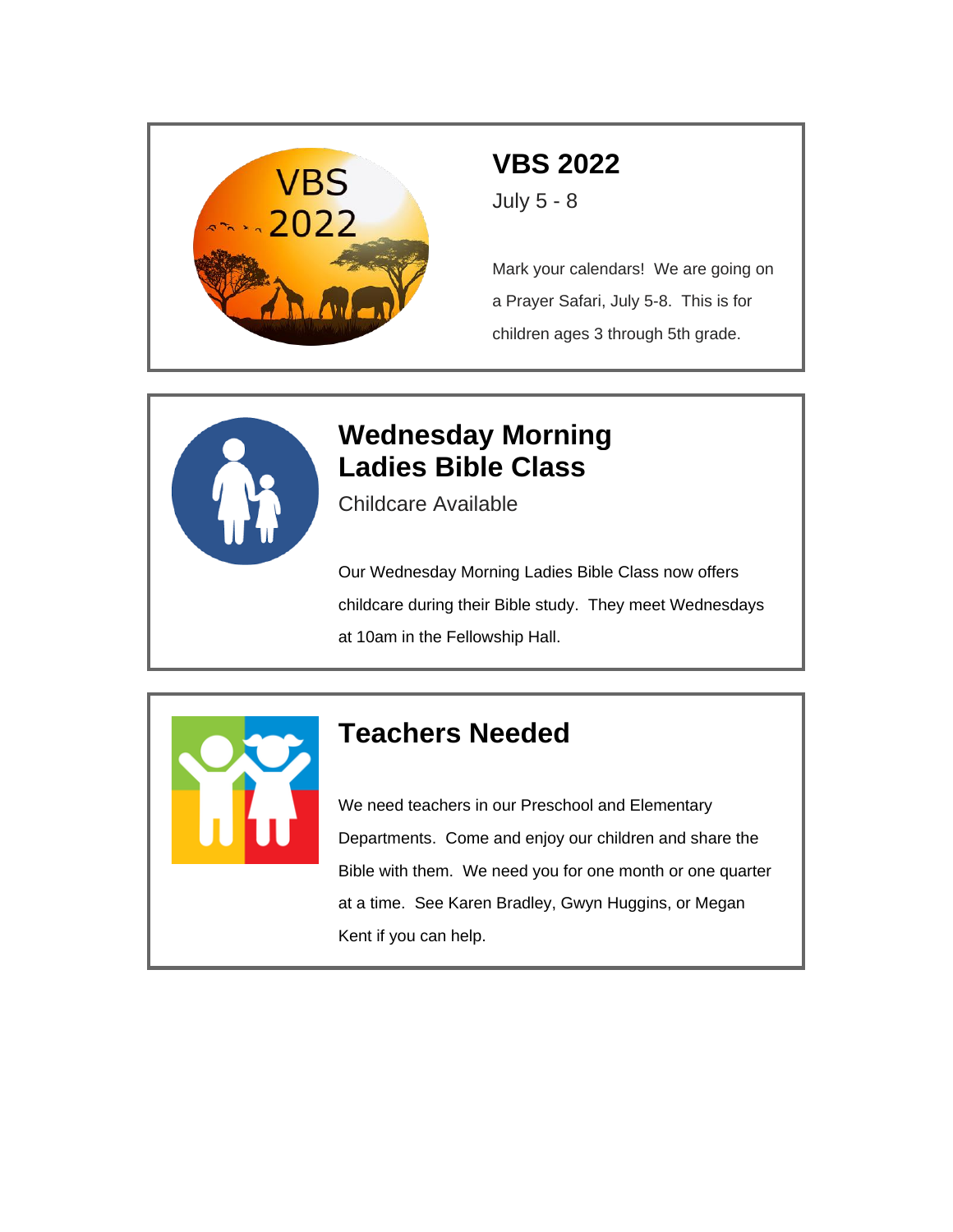## VBS 2022

July 5 - 8

Mark your calendars! We are going on a Prayer Safari, July 5-8. This is for children ages 3 through 5th grade.

## Wednesday Morning Ladies Bible Class

Childcare Available

Our Wednesday Morning Ladies Bible Class now offers childcare during their Bible study. They meet Wednesdays at 10am in the Fellowship Hall.

## Teachers Needed

We need teachers in our Preschool and Elementary Departments. Come and enjoy our children and share the Bible with them. We need you for one month or one quarter at a time. See Karen Bradley, Gwyn Huggins, or Megan Kent if you can help.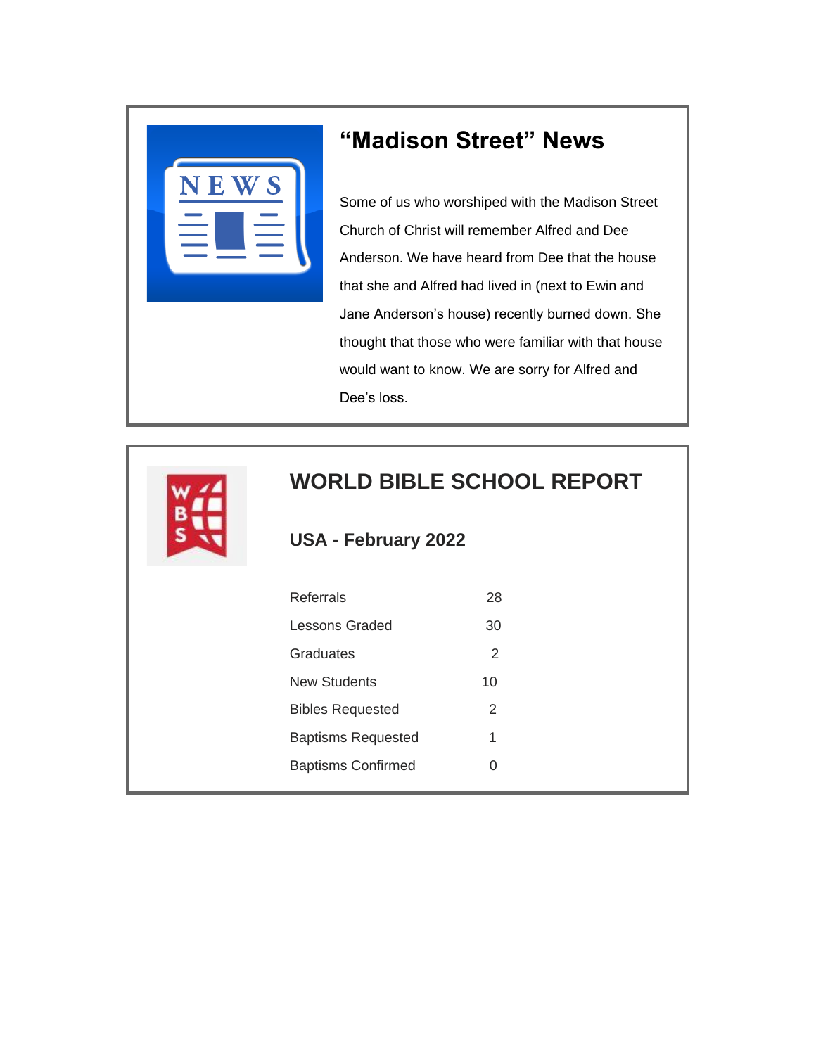## “Madison Street” News

Some of us who worshiped with the Madison Street Church of Christ will remember Alfred and Dee Anderson. We have heard from Dee that the house that she and Alfred had lived in (next to Ewin and Jane Anderson’s house) recently burned down. She thought that those who were familiar with that house would want to know. We are sorry for Alfred and Dee’s loss.

## WORLD BIBLE SCHOOL REPORT

### USA - February 2022

| | |
|---|---|
| Referrals | 28 |
| Lessons Graded | 30 |
| Graduates | 2 |
| New Students | 10 |
| Bibles Requested | 2 |
| Baptisms Requested | 1 |
| Baptisms Confirmed | 0 |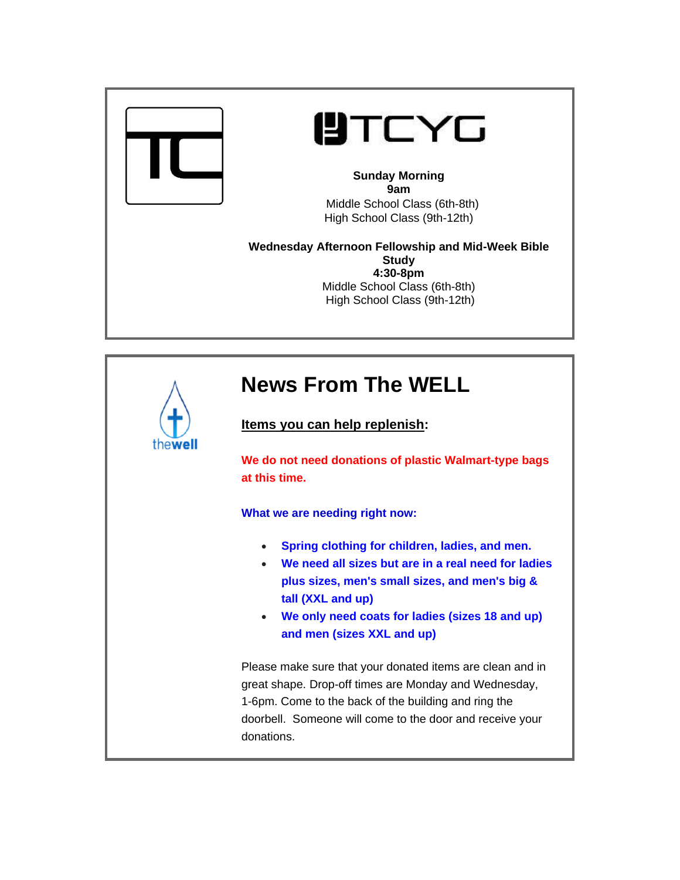TCYG

**Sunday Morning**
**9am**
Middle School Class (6th-8th)
High School Class (9th-12th)

**Wednesday Afternoon Fellowship and Mid-Week Bible Study**
**4:30-8pm**
Middle School Class (6th-8th)
High School Class (9th-12th)

thewell

# News From The WELL

**Items you can help replenish:**

**We do not need donations of plastic Walmart-type bags at this time.**

**What we are needing right now:**

- **Spring clothing for children, ladies, and men.**
- **We need all sizes but are in a real need for ladies plus sizes, men's small sizes, and men's big & tall (XXL and up)**
- **We only need coats for ladies (sizes 18 and up) and men (sizes XXL and up)**

Please make sure that your donated items are clean and in great shape. Drop-off times are Monday and Wednesday, 1-6pm. Come to the back of the building and ring the doorbell. Someone will come to the door and receive your donations.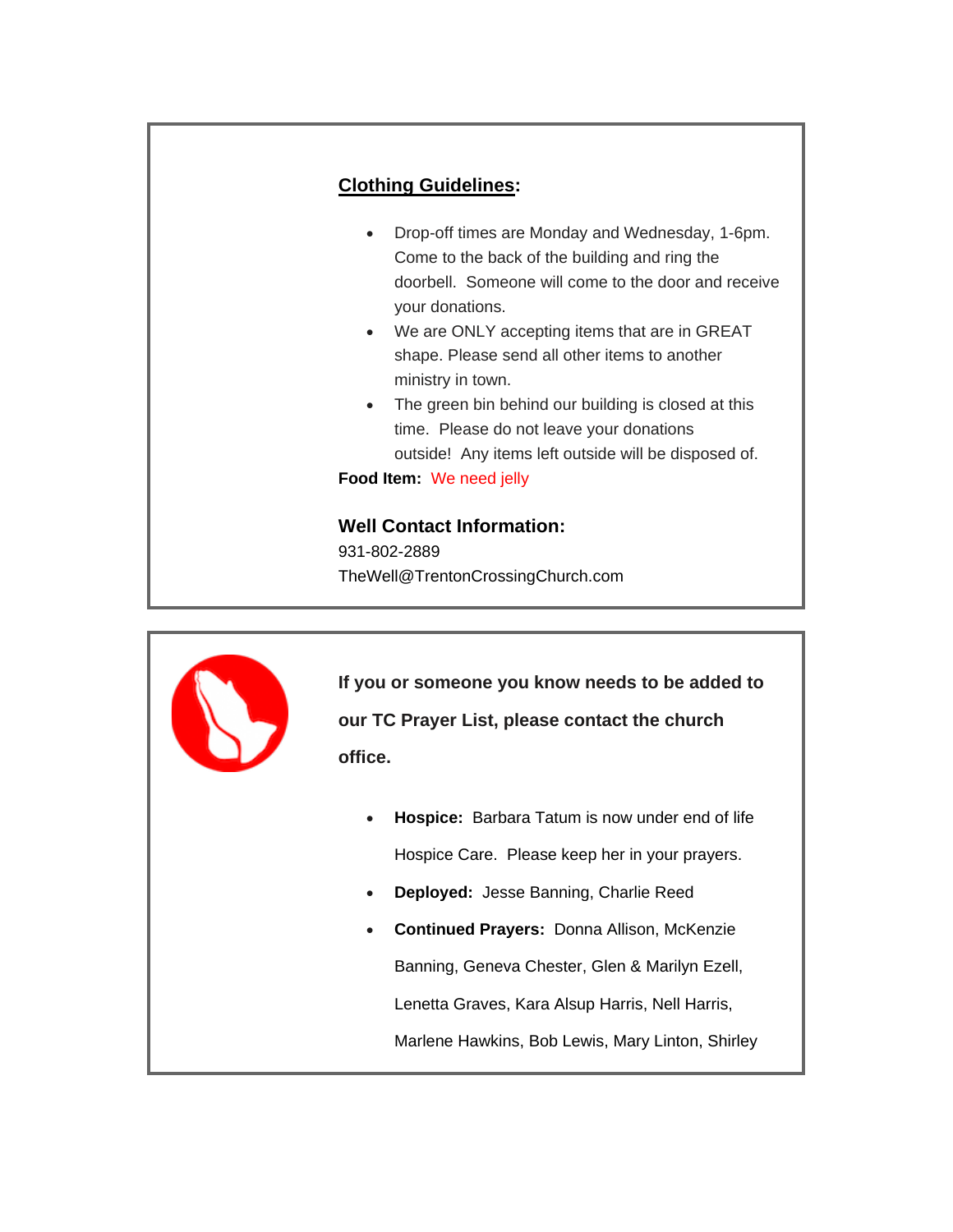**Clothing Guidelines:**

- Drop-off times are Monday and Wednesday, 1-6pm. Come to the back of the building and ring the doorbell. Someone will come to the door and receive your donations.
- We are ONLY accepting items that are in GREAT shape. Please send all other items to another ministry in town.
- The green bin behind our building is closed at this time. Please do not leave your donations outside! Any items left outside will be disposed of.

**Food Item:** We need jelly

**Well Contact Information:**

931-802-2889

TheWell@TrentonCrossingChurch.com

**If you or someone you know needs to be added to our TC Prayer List, please contact the church office.**

- **Hospice:** Barbara Tatum is now under end of life Hospice Care. Please keep her in your prayers.
- **Deployed:** Jesse Banning, Charlie Reed
- **Continued Prayers:** Donna Allison, McKenzie Banning, Geneva Chester, Glen & Marilyn Ezell, Lenetta Graves, Kara Alsup Harris, Nell Harris, Marlene Hawkins, Bob Lewis, Mary Linton, Shirley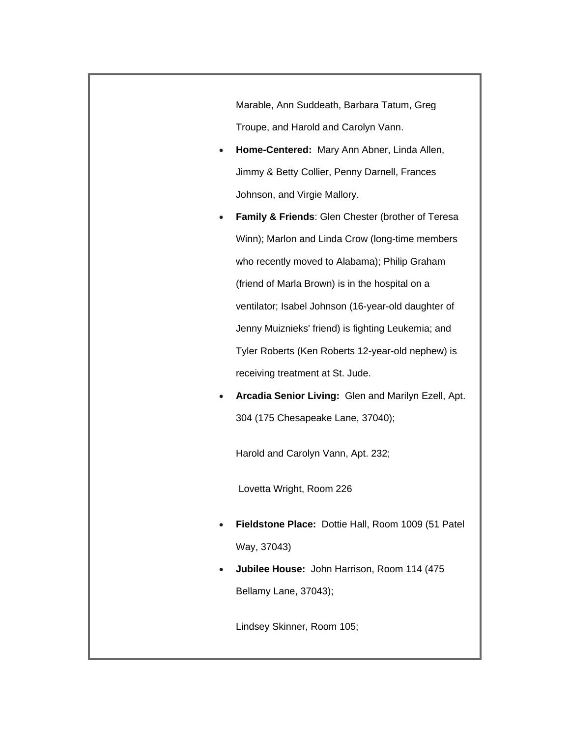Marable, Ann Suddeath, Barbara Tatum, Greg Troupe, and Harold and Carolyn Vann.

- **Home-Centered:** Mary Ann Abner, Linda Allen, Jimmy & Betty Collier, Penny Darnell, Frances Johnson, and Virgie Mallory.
- **Family & Friends**: Glen Chester (brother of Teresa Winn); Marlon and Linda Crow (long-time members who recently moved to Alabama); Philip Graham (friend of Marla Brown) is in the hospital on a ventilator; Isabel Johnson (16-year-old daughter of Jenny Muiznieks' friend) is fighting Leukemia; and Tyler Roberts (Ken Roberts 12-year-old nephew) is receiving treatment at St. Jude.
- **Arcadia Senior Living:** Glen and Marilyn Ezell, Apt. 304 (175 Chesapeake Lane, 37040);

  Harold and Carolyn Vann, Apt. 232;

  Lovetta Wright, Room 226
- **Fieldstone Place:** Dottie Hall, Room 1009 (51 Patel Way, 37043)
- **Jubilee House:** John Harrison, Room 114 (475 Bellamy Lane, 37043);

  Lindsey Skinner, Room 105;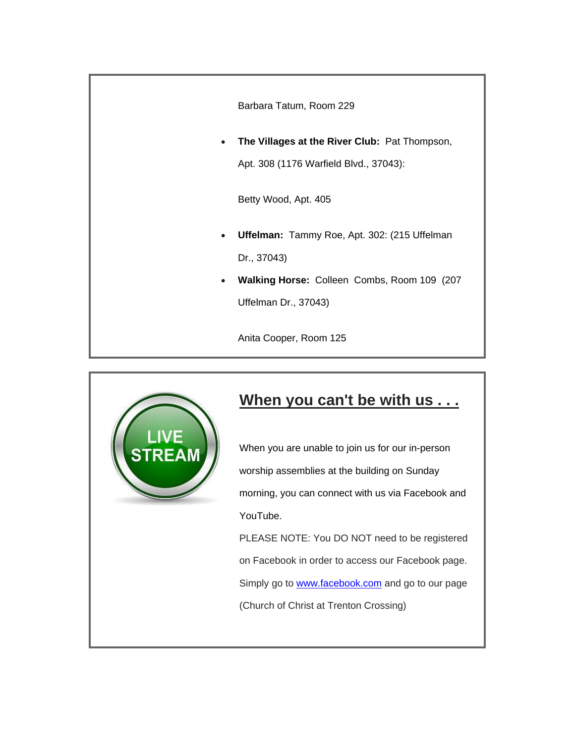Barbara Tatum, Room 229

- **The Villages at the River Club:** Pat Thompson, Apt. 308 (1176 Warfield Blvd., 37043):

  Betty Wood, Apt. 405

- **Uffelman:** Tammy Roe, Apt. 302: (215 Uffelman Dr., 37043)
- **Walking Horse:** Colleen Combs, Room 109 (207 Uffelman Dr., 37043)

  Anita Cooper, Room 125

## When you can't be with us . . .

When you are unable to join us for our in-person worship assemblies at the building on Sunday morning, you can connect with us via Facebook and YouTube.

PLEASE NOTE: You DO NOT need to be registered on Facebook in order to access our Facebook page. Simply go to www.facebook.com and go to our page (Church of Christ at Trenton Crossing)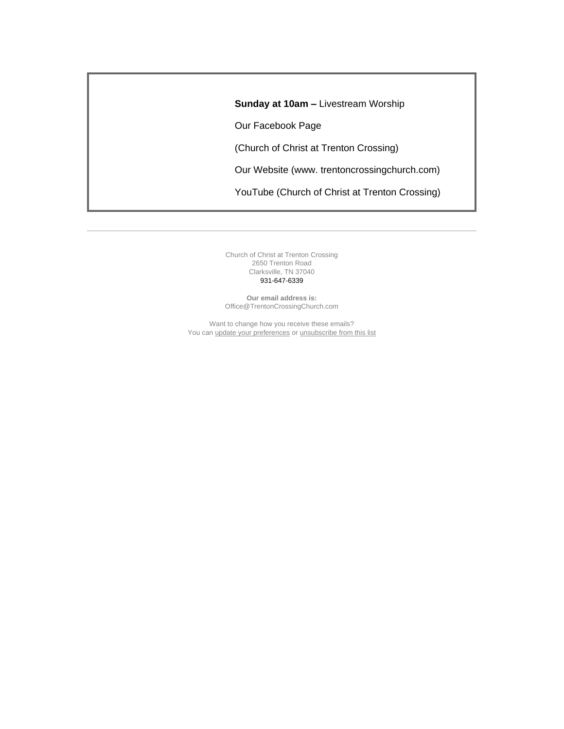**Sunday at 10am –** Livestream Worship

Our Facebook Page

(Church of Christ at Trenton Crossing)

Our Website (www. trentoncrossingchurch.com)

YouTube (Church of Christ at Trenton Crossing)

---

Church of Christ at Trenton Crossing
2650 Trenton Road
Clarksville, TN 37040
931-647-6339

**Our email address is:**
Office@TrentonCrossingChurch.com

Want to change how you receive these emails?
You can update your preferences or unsubscribe from this list